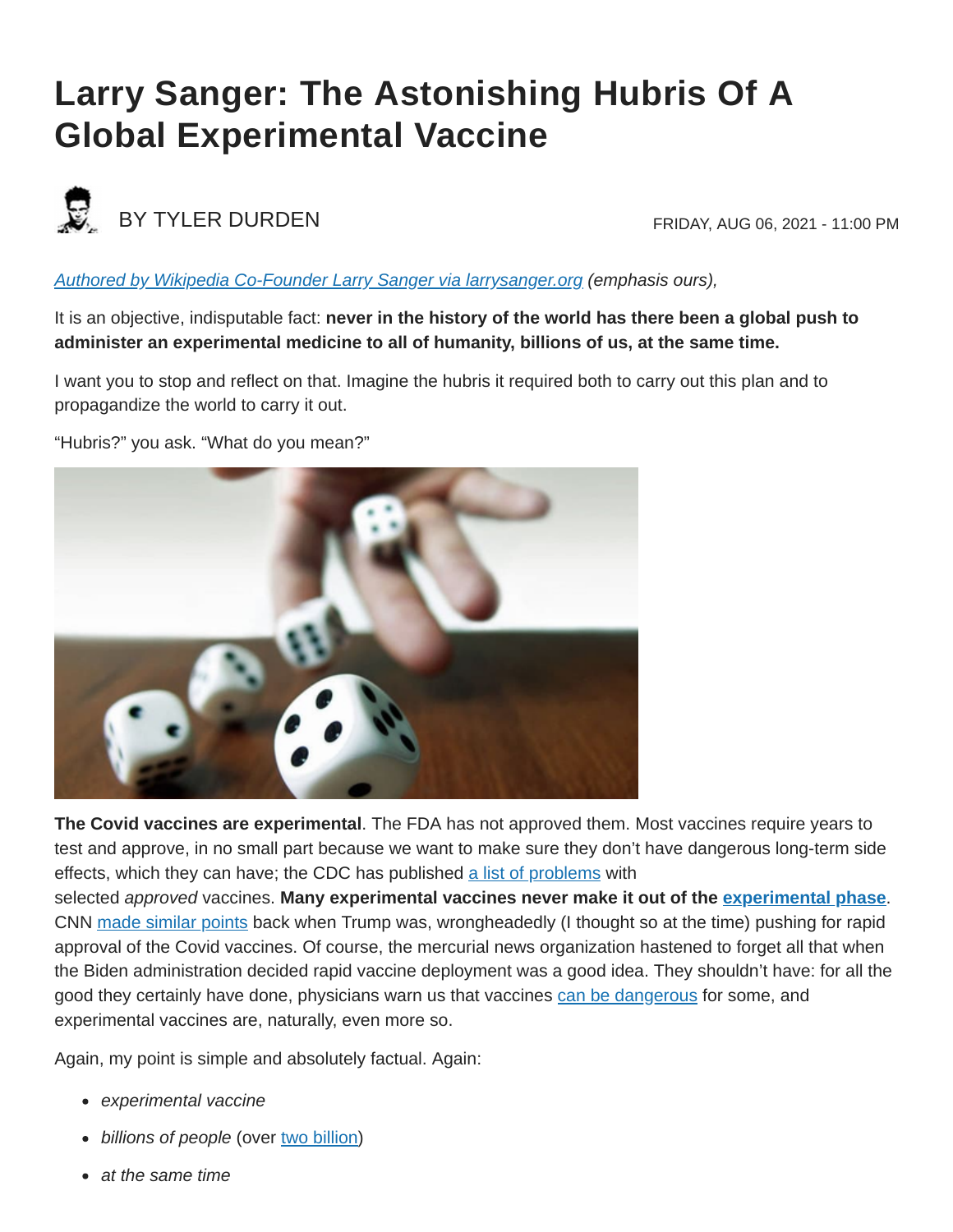# Larry Sanger: The Astonishing Hubris Of A Global Experimental Vaccine

BY TYLER DURDEN

FRIDAY, AUG 06, 2021 - 11:00 PM

*Authored by Wikipedia Co-Founder Larry Sanger via larrysanger.org (emphasis ours),*

It is an objective, indisputable fact: **never in the history of the world has there been a global push to administer an experimental medicine to all of humanity, billions of us, at the same time.**

I want you to stop and reflect on that. Imagine the hubris it required both to carry out this plan and to propagandize the world to carry it out.

"Hubris?" you ask. "What do you mean?"

**The Covid vaccines are experimental**. The FDA has not approved them. Most vaccines require years to test and approve, in no small part because we want to make sure they don't have dangerous long-term side effects, which they can have; the CDC has published a list of problems with selected *approved* vaccines. **Many experimental vaccines never make it out of the experimental phase**. CNN made similar points back when Trump was, wrongheadedly (I thought so at the time) pushing for rapid approval of the Covid vaccines. Of course, the mercurial news organization hastened to forget all that when the Biden administration decided rapid vaccine deployment was a good idea. They shouldn't have: for all the good they certainly have done, physicians warn us that vaccines can be dangerous for some, and experimental vaccines are, naturally, even more so.

Again, my point is simple and absolutely factual. Again:

- *experimental vaccine*
- *billions of people* (over two billion)
- *at the same time*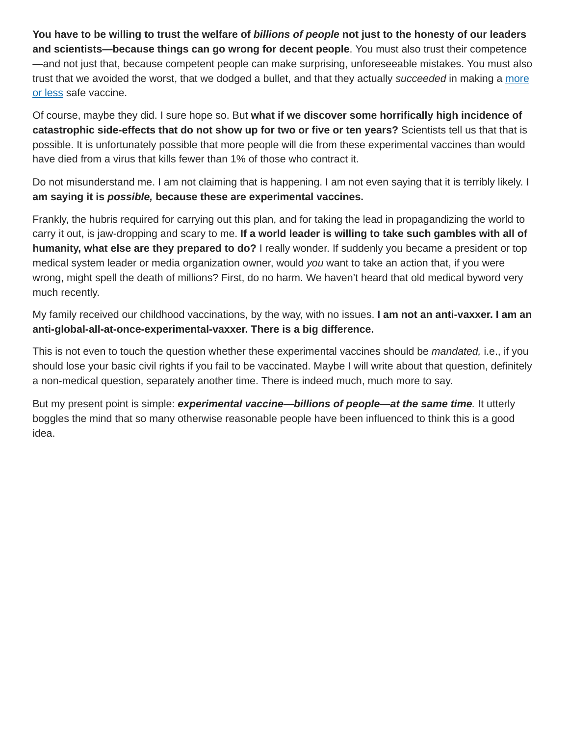**You have to be willing to trust the welfare of *billions of people* not just to the honesty of our leaders and scientists—because things can go wrong for decent people**. You must also trust their competence—and not just that, because competent people can make surprising, unforeseeable mistakes. You must also trust that we avoided the worst, that we dodged a bullet, and that they actually *succeeded* in making a more or less safe vaccine.

Of course, maybe they did. I sure hope so. But **what if we discover some horrifically high incidence of catastrophic side-effects that do not show up for two or five or ten years?** Scientists tell us that that is possible. It is unfortunately possible that more people will die from these experimental vaccines than would have died from a virus that kills fewer than 1% of those who contract it.

Do not misunderstand me. I am not claiming that is happening. I am not even saying that it is terribly likely. **I am saying it is *possible,* because these are experimental vaccines.**

Frankly, the hubris required for carrying out this plan, and for taking the lead in propagandizing the world to carry it out, is jaw-dropping and scary to me. **If a world leader is willing to take such gambles with all of humanity, what else are they prepared to do?** I really wonder. If suddenly you became a president or top medical system leader or media organization owner, would *you* want to take an action that, if you were wrong, might spell the death of millions? First, do no harm. We haven't heard that old medical byword very much recently.

My family received our childhood vaccinations, by the way, with no issues. **I am not an anti-vaxxer. I am an anti-global-all-at-once-experimental-vaxxer. There is a big difference.**

This is not even to touch the question whether these experimental vaccines should be *mandated,* i.e., if you should lose your basic civil rights if you fail to be vaccinated. Maybe I will write about that question, definitely a non-medical question, separately another time. There is indeed much, much more to say.

But my present point is simple: ***experimental vaccine—billions of people—at the same time.*** It utterly boggles the mind that so many otherwise reasonable people have been influenced to think this is a good idea.